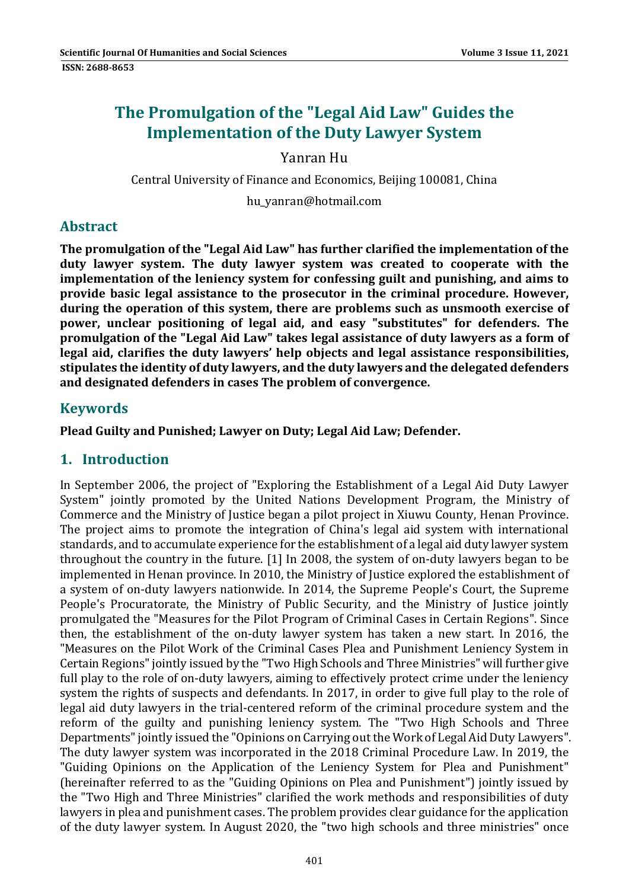# The Promulgation of the "Legal Aid Law" Guides the Implementation of the Duty Lawyer System

Yanran Hu

Central University of Finance and Economics, Beijing 100081, China

hu_yanran@hotmail.com

## Abstract

**The promulgation of the "Legal Aid Law" has further clarified the implementation of the duty lawyer system. The duty lawyer system was created to cooperate with the implementation of the leniency system for confessing guilt and punishing, and aims to provide basic legal assistance to the prosecutor in the criminal procedure. However, during the operation of this system, there are problems such as unsmooth exercise of power, unclear positioning of legal aid, and easy "substitutes" for defenders. The promulgation of the "Legal Aid Law" takes legal assistance of duty lawyers as a form of legal aid, clarifies the duty lawyers' help objects and legal assistance responsibilities, stipulates the identity of duty lawyers, and the duty lawyers and the delegated defenders and designated defenders in cases The problem of convergence.**

## Keywords

**Plead Guilty and Punished; Lawyer on Duty; Legal Aid Law; Defender.**

## 1. Introduction

In September 2006, the project of "Exploring the Establishment of a Legal Aid Duty Lawyer System" jointly promoted by the United Nations Development Program, the Ministry of Commerce and the Ministry of Justice began a pilot project in Xiuwu County, Henan Province. The project aims to promote the integration of China's legal aid system with international standards, and to accumulate experience for the establishment of a legal aid duty lawyer system throughout the country in the future. [1] In 2008, the system of on-duty lawyers began to be implemented in Henan province. In 2010, the Ministry of Justice explored the establishment of a system of on-duty lawyers nationwide. In 2014, the Supreme People's Court, the Supreme People's Procuratorate, the Ministry of Public Security, and the Ministry of Justice jointly promulgated the "Measures for the Pilot Program of Criminal Cases in Certain Regions". Since then, the establishment of the on-duty lawyer system has taken a new start. In 2016, the "Measures on the Pilot Work of the Criminal Cases Plea and Punishment Leniency System in Certain Regions" jointly issued by the "Two High Schools and Three Ministries" will further give full play to the role of on-duty lawyers, aiming to effectively protect crime under the leniency system the rights of suspects and defendants. In 2017, in order to give full play to the role of legal aid duty lawyers in the trial-centered reform of the criminal procedure system and the reform of the guilty and punishing leniency system. The "Two High Schools and Three Departments" jointly issued the "Opinions on Carrying out the Work of Legal Aid Duty Lawyers". The duty lawyer system was incorporated in the 2018 Criminal Procedure Law. In 2019, the "Guiding Opinions on the Application of the Leniency System for Plea and Punishment" (hereinafter referred to as the "Guiding Opinions on Plea and Punishment") jointly issued by the "Two High and Three Ministries" clarified the work methods and responsibilities of duty lawyers in plea and punishment cases. The problem provides clear guidance for the application of the duty lawyer system. In August 2020, the "two high schools and three ministries" once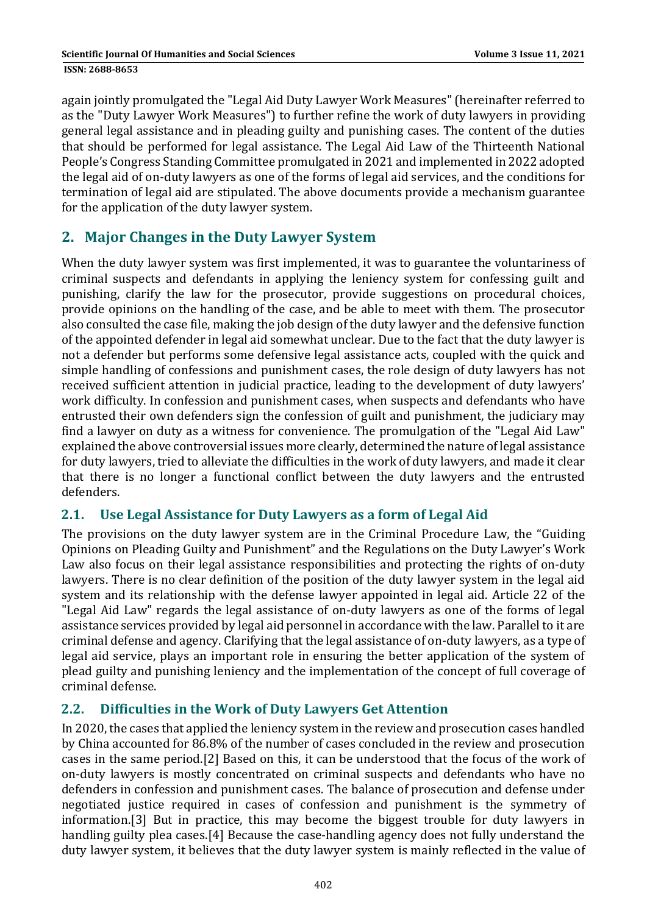again jointly promulgated the "Legal Aid Duty Lawyer Work Measures" (hereinafter referred to as the "Duty Lawyer Work Measures") to further refine the work of duty lawyers in providing general legal assistance and in pleading guilty and punishing cases. The content of the duties that should be performed for legal assistance. The Legal Aid Law of the Thirteenth National People's Congress Standing Committee promulgated in 2021 and implemented in 2022 adopted the legal aid of on-duty lawyers as one of the forms of legal aid services, and the conditions for termination of legal aid are stipulated. The above documents provide a mechanism guarantee for the application of the duty lawyer system.

## 2. Major Changes in the Duty Lawyer System

When the duty lawyer system was first implemented, it was to guarantee the voluntariness of criminal suspects and defendants in applying the leniency system for confessing guilt and punishing, clarify the law for the prosecutor, provide suggestions on procedural choices, provide opinions on the handling of the case, and be able to meet with them. The prosecutor also consulted the case file, making the job design of the duty lawyer and the defensive function of the appointed defender in legal aid somewhat unclear. Due to the fact that the duty lawyer is not a defender but performs some defensive legal assistance acts, coupled with the quick and simple handling of confessions and punishment cases, the role design of duty lawyers has not received sufficient attention in judicial practice, leading to the development of duty lawyers' work difficulty. In confession and punishment cases, when suspects and defendants who have entrusted their own defenders sign the confession of guilt and punishment, the judiciary may find a lawyer on duty as a witness for convenience. The promulgation of the "Legal Aid Law" explained the above controversial issues more clearly, determined the nature of legal assistance for duty lawyers, tried to alleviate the difficulties in the work of duty lawyers, and made it clear that there is no longer a functional conflict between the duty lawyers and the entrusted defenders.

### 2.1. Use Legal Assistance for Duty Lawyers as a form of Legal Aid

The provisions on the duty lawyer system are in the Criminal Procedure Law, the "Guiding Opinions on Pleading Guilty and Punishment" and the Regulations on the Duty Lawyer's Work Law also focus on their legal assistance responsibilities and protecting the rights of on-duty lawyers. There is no clear definition of the position of the duty lawyer system in the legal aid system and its relationship with the defense lawyer appointed in legal aid. Article 22 of the "Legal Aid Law" regards the legal assistance of on-duty lawyers as one of the forms of legal assistance services provided by legal aid personnel in accordance with the law. Parallel to it are criminal defense and agency. Clarifying that the legal assistance of on-duty lawyers, as a type of legal aid service, plays an important role in ensuring the better application of the system of plead guilty and punishing leniency and the implementation of the concept of full coverage of criminal defense.

### 2.2. Difficulties in the Work of Duty Lawyers Get Attention

In 2020, the cases that applied the leniency system in the review and prosecution cases handled by China accounted for 86.8% of the number of cases concluded in the review and prosecution cases in the same period.[2] Based on this, it can be understood that the focus of the work of on-duty lawyers is mostly concentrated on criminal suspects and defendants who have no defenders in confession and punishment cases. The balance of prosecution and defense under negotiated justice required in cases of confession and punishment is the symmetry of information.[3] But in practice, this may become the biggest trouble for duty lawyers in handling guilty plea cases.[4] Because the case-handling agency does not fully understand the duty lawyer system, it believes that the duty lawyer system is mainly reflected in the value of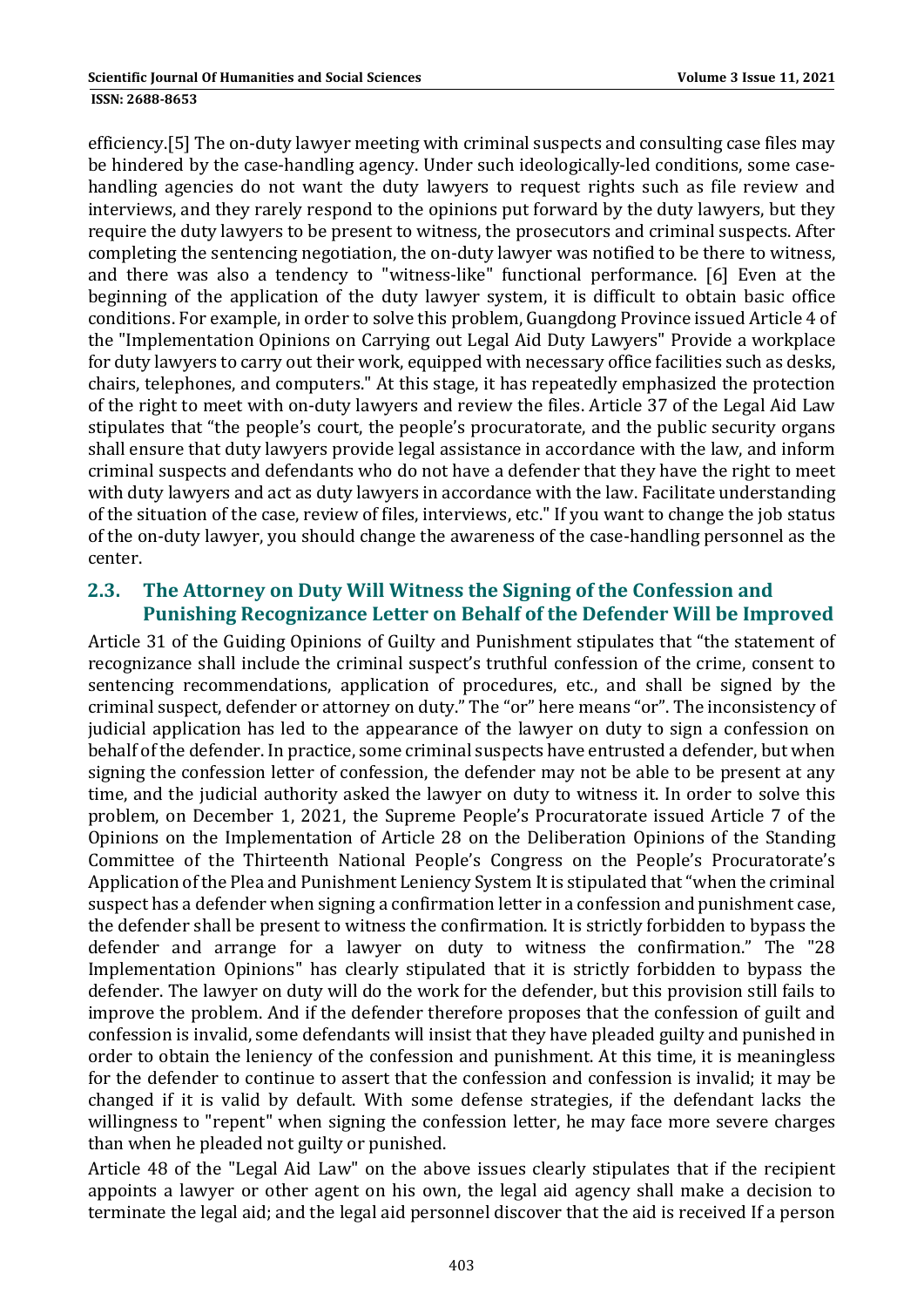efficiency.[5] The on-duty lawyer meeting with criminal suspects and consulting case files may be hindered by the case-handling agency. Under such ideologically-led conditions, some case-handling agencies do not want the duty lawyers to request rights such as file review and interviews, and they rarely respond to the opinions put forward by the duty lawyers, but they require the duty lawyers to be present to witness, the prosecutors and criminal suspects. After completing the sentencing negotiation, the on-duty lawyer was notified to be there to witness, and there was also a tendency to "witness-like" functional performance. [6] Even at the beginning of the application of the duty lawyer system, it is difficult to obtain basic office conditions. For example, in order to solve this problem, Guangdong Province issued Article 4 of the "Implementation Opinions on Carrying out Legal Aid Duty Lawyers" Provide a workplace for duty lawyers to carry out their work, equipped with necessary office facilities such as desks, chairs, telephones, and computers." At this stage, it has repeatedly emphasized the protection of the right to meet with on-duty lawyers and review the files. Article 37 of the Legal Aid Law stipulates that "the people's court, the people's procuratorate, and the public security organs shall ensure that duty lawyers provide legal assistance in accordance with the law, and inform criminal suspects and defendants who do not have a defender that they have the right to meet with duty lawyers and act as duty lawyers in accordance with the law. Facilitate understanding of the situation of the case, review of files, interviews, etc." If you want to change the job status of the on-duty lawyer, you should change the awareness of the case-handling personnel as the center.

## 2.3. The Attorney on Duty Will Witness the Signing of the Confession and Punishing Recognizance Letter on Behalf of the Defender Will be Improved

Article 31 of the Guiding Opinions of Guilty and Punishment stipulates that "the statement of recognizance shall include the criminal suspect's truthful confession of the crime, consent to sentencing recommendations, application of procedures, etc., and shall be signed by the criminal suspect, defender or attorney on duty." The "or" here means "or". The inconsistency of judicial application has led to the appearance of the lawyer on duty to sign a confession on behalf of the defender. In practice, some criminal suspects have entrusted a defender, but when signing the confession letter of confession, the defender may not be able to be present at any time, and the judicial authority asked the lawyer on duty to witness it. In order to solve this problem, on December 1, 2021, the Supreme People's Procuratorate issued Article 7 of the Opinions on the Implementation of Article 28 on the Deliberation Opinions of the Standing Committee of the Thirteenth National People's Congress on the People's Procuratorate's Application of the Plea and Punishment Leniency System It is stipulated that "when the criminal suspect has a defender when signing a confirmation letter in a confession and punishment case, the defender shall be present to witness the confirmation. It is strictly forbidden to bypass the defender and arrange for a lawyer on duty to witness the confirmation." The "28 Implementation Opinions" has clearly stipulated that it is strictly forbidden to bypass the defender. The lawyer on duty will do the work for the defender, but this provision still fails to improve the problem. And if the defender therefore proposes that the confession of guilt and confession is invalid, some defendants will insist that they have pleaded guilty and punished in order to obtain the leniency of the confession and punishment. At this time, it is meaningless for the defender to continue to assert that the confession and confession is invalid; it may be changed if it is valid by default. With some defense strategies, if the defendant lacks the willingness to "repent" when signing the confession letter, he may face more severe charges than when he pleaded not guilty or punished.

Article 48 of the "Legal Aid Law" on the above issues clearly stipulates that if the recipient appoints a lawyer or other agent on his own, the legal aid agency shall make a decision to terminate the legal aid; and the legal aid personnel discover that the aid is received If a person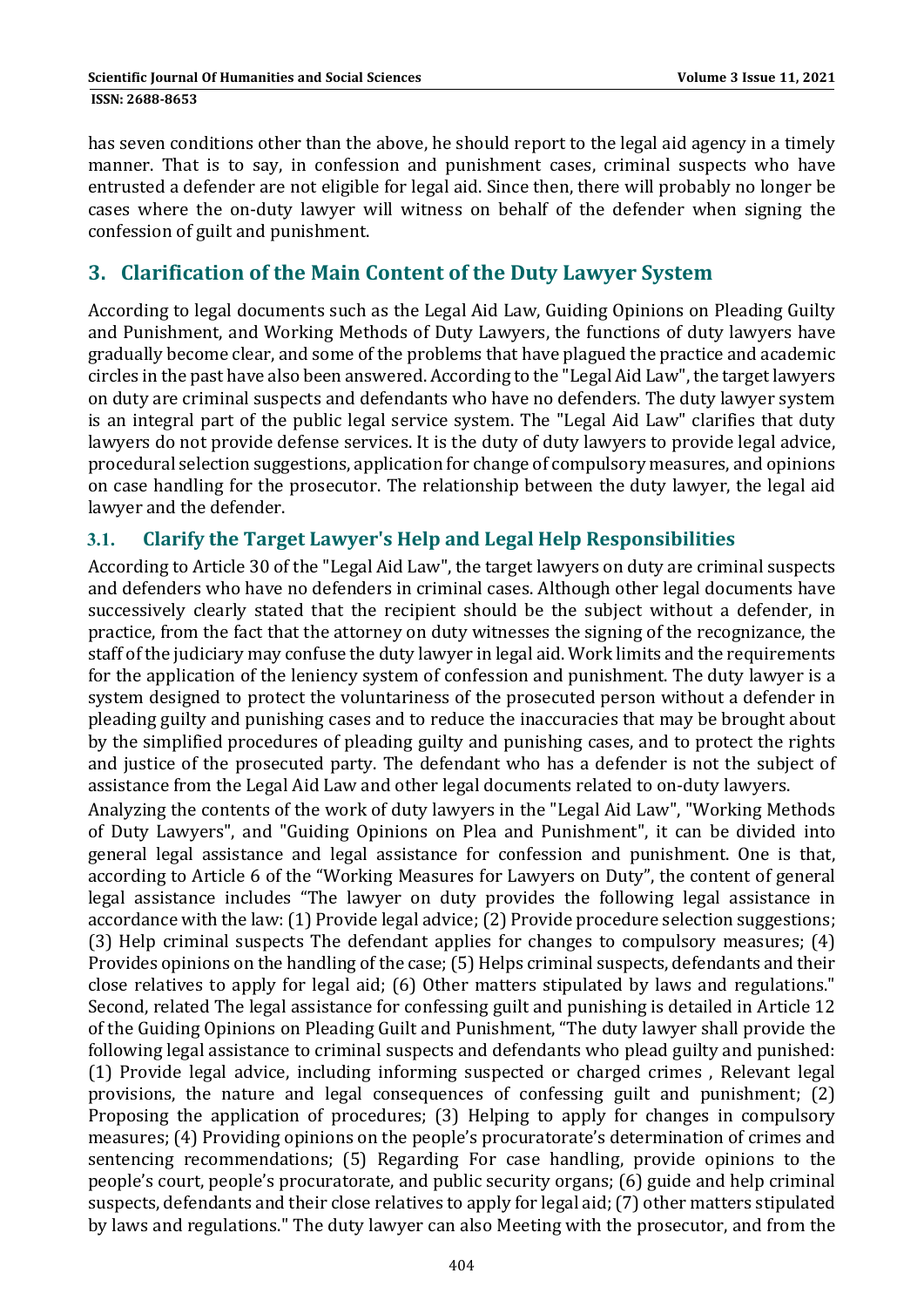has seven conditions other than the above, he should report to the legal aid agency in a timely manner. That is to say, in confession and punishment cases, criminal suspects who have entrusted a defender are not eligible for legal aid. Since then, there will probably no longer be cases where the on-duty lawyer will witness on behalf of the defender when signing the confession of guilt and punishment.

## 3. Clarification of the Main Content of the Duty Lawyer System

According to legal documents such as the Legal Aid Law, Guiding Opinions on Pleading Guilty and Punishment, and Working Methods of Duty Lawyers, the functions of duty lawyers have gradually become clear, and some of the problems that have plagued the practice and academic circles in the past have also been answered. According to the "Legal Aid Law", the target lawyers on duty are criminal suspects and defendants who have no defenders. The duty lawyer system is an integral part of the public legal service system. The "Legal Aid Law" clarifies that duty lawyers do not provide defense services. It is the duty of duty lawyers to provide legal advice, procedural selection suggestions, application for change of compulsory measures, and opinions on case handling for the prosecutor. The relationship between the duty lawyer, the legal aid lawyer and the defender.

### 3.1. Clarify the Target Lawyer's Help and Legal Help Responsibilities

According to Article 30 of the "Legal Aid Law", the target lawyers on duty are criminal suspects and defenders who have no defenders in criminal cases. Although other legal documents have successively clearly stated that the recipient should be the subject without a defender, in practice, from the fact that the attorney on duty witnesses the signing of the recognizance, the staff of the judiciary may confuse the duty lawyer in legal aid. Work limits and the requirements for the application of the leniency system of confession and punishment. The duty lawyer is a system designed to protect the voluntariness of the prosecuted person without a defender in pleading guilty and punishing cases and to reduce the inaccuracies that may be brought about by the simplified procedures of pleading guilty and punishing cases, and to protect the rights and justice of the prosecuted party. The defendant who has a defender is not the subject of assistance from the Legal Aid Law and other legal documents related to on-duty lawyers.

Analyzing the contents of the work of duty lawyers in the "Legal Aid Law", "Working Methods of Duty Lawyers", and "Guiding Opinions on Plea and Punishment", it can be divided into general legal assistance and legal assistance for confession and punishment. One is that, according to Article 6 of the "Working Measures for Lawyers on Duty", the content of general legal assistance includes "The lawyer on duty provides the following legal assistance in accordance with the law: (1) Provide legal advice; (2) Provide procedure selection suggestions; (3) Help criminal suspects The defendant applies for changes to compulsory measures; (4) Provides opinions on the handling of the case; (5) Helps criminal suspects, defendants and their close relatives to apply for legal aid; (6) Other matters stipulated by laws and regulations." Second, related The legal assistance for confessing guilt and punishing is detailed in Article 12 of the Guiding Opinions on Pleading Guilt and Punishment, "The duty lawyer shall provide the following legal assistance to criminal suspects and defendants who plead guilty and punished: (1) Provide legal advice, including informing suspected or charged crimes , Relevant legal provisions, the nature and legal consequences of confessing guilt and punishment; (2) Proposing the application of procedures; (3) Helping to apply for changes in compulsory measures; (4) Providing opinions on the people's procuratorate's determination of crimes and sentencing recommendations; (5) Regarding For case handling, provide opinions to the people's court, people's procuratorate, and public security organs; (6) guide and help criminal suspects, defendants and their close relatives to apply for legal aid; (7) other matters stipulated by laws and regulations." The duty lawyer can also Meeting with the prosecutor, and from the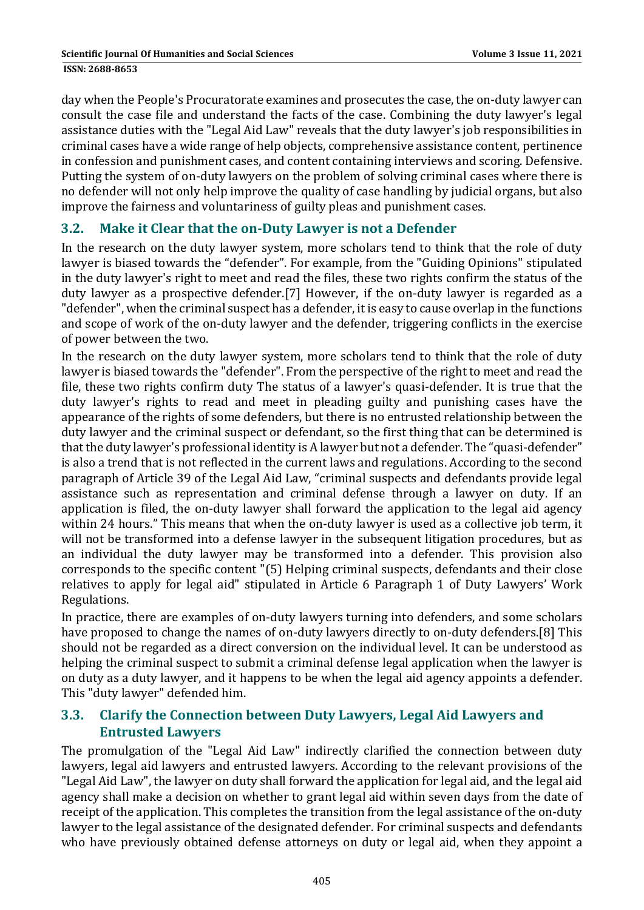day when the People's Procuratorate examines and prosecutes the case, the on-duty lawyer can consult the case file and understand the facts of the case. Combining the duty lawyer's legal assistance duties with the "Legal Aid Law" reveals that the duty lawyer's job responsibilities in criminal cases have a wide range of help objects, comprehensive assistance content, pertinence in confession and punishment cases, and content containing interviews and scoring. Defensive. Putting the system of on-duty lawyers on the problem of solving criminal cases where there is no defender will not only help improve the quality of case handling by judicial organs, but also improve the fairness and voluntariness of guilty pleas and punishment cases.

## 3.2. Make it Clear that the on-Duty Lawyer is not a Defender

In the research on the duty lawyer system, more scholars tend to think that the role of duty lawyer is biased towards the "defender". For example, from the "Guiding Opinions" stipulated in the duty lawyer's right to meet and read the files, these two rights confirm the status of the duty lawyer as a prospective defender.[7] However, if the on-duty lawyer is regarded as a "defender", when the criminal suspect has a defender, it is easy to cause overlap in the functions and scope of work of the on-duty lawyer and the defender, triggering conflicts in the exercise of power between the two.

In the research on the duty lawyer system, more scholars tend to think that the role of duty lawyer is biased towards the "defender". From the perspective of the right to meet and read the file, these two rights confirm duty The status of a lawyer's quasi-defender. It is true that the duty lawyer's rights to read and meet in pleading guilty and punishing cases have the appearance of the rights of some defenders, but there is no entrusted relationship between the duty lawyer and the criminal suspect or defendant, so the first thing that can be determined is that the duty lawyer's professional identity is A lawyer but not a defender. The "quasi-defender" is also a trend that is not reflected in the current laws and regulations. According to the second paragraph of Article 39 of the Legal Aid Law, "criminal suspects and defendants provide legal assistance such as representation and criminal defense through a lawyer on duty. If an application is filed, the on-duty lawyer shall forward the application to the legal aid agency within 24 hours." This means that when the on-duty lawyer is used as a collective job term, it will not be transformed into a defense lawyer in the subsequent litigation procedures, but as an individual the duty lawyer may be transformed into a defender. This provision also corresponds to the specific content "(5) Helping criminal suspects, defendants and their close relatives to apply for legal aid" stipulated in Article 6 Paragraph 1 of Duty Lawyers' Work Regulations.

In practice, there are examples of on-duty lawyers turning into defenders, and some scholars have proposed to change the names of on-duty lawyers directly to on-duty defenders.[8] This should not be regarded as a direct conversion on the individual level. It can be understood as helping the criminal suspect to submit a criminal defense legal application when the lawyer is on duty as a duty lawyer, and it happens to be when the legal aid agency appoints a defender. This "duty lawyer" defended him.

## 3.3. Clarify the Connection between Duty Lawyers, Legal Aid Lawyers and Entrusted Lawyers

The promulgation of the "Legal Aid Law" indirectly clarified the connection between duty lawyers, legal aid lawyers and entrusted lawyers. According to the relevant provisions of the "Legal Aid Law", the lawyer on duty shall forward the application for legal aid, and the legal aid agency shall make a decision on whether to grant legal aid within seven days from the date of receipt of the application. This completes the transition from the legal assistance of the on-duty lawyer to the legal assistance of the designated defender. For criminal suspects and defendants who have previously obtained defense attorneys on duty or legal aid, when they appoint a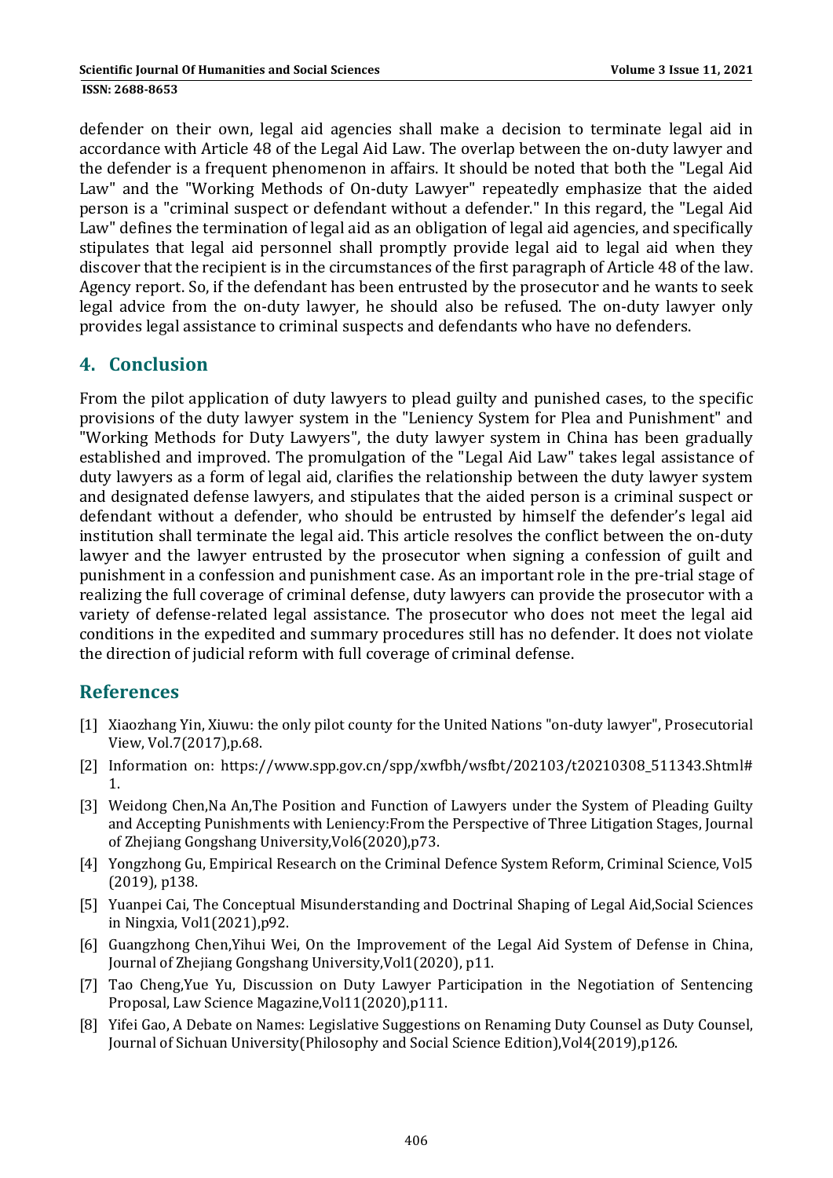defender on their own, legal aid agencies shall make a decision to terminate legal aid in accordance with Article 48 of the Legal Aid Law. The overlap between the on-duty lawyer and the defender is a frequent phenomenon in affairs. It should be noted that both the "Legal Aid Law" and the "Working Methods of On-duty Lawyer" repeatedly emphasize that the aided person is a "criminal suspect or defendant without a defender." In this regard, the "Legal Aid Law" defines the termination of legal aid as an obligation of legal aid agencies, and specifically stipulates that legal aid personnel shall promptly provide legal aid to legal aid when they discover that the recipient is in the circumstances of the first paragraph of Article 48 of the law. Agency report. So, if the defendant has been entrusted by the prosecutor and he wants to seek legal advice from the on-duty lawyer, he should also be refused. The on-duty lawyer only provides legal assistance to criminal suspects and defendants who have no defenders.

## 4. Conclusion

From the pilot application of duty lawyers to plead guilty and punished cases, to the specific provisions of the duty lawyer system in the "Leniency System for Plea and Punishment" and "Working Methods for Duty Lawyers", the duty lawyer system in China has been gradually established and improved. The promulgation of the "Legal Aid Law" takes legal assistance of duty lawyers as a form of legal aid, clarifies the relationship between the duty lawyer system and designated defense lawyers, and stipulates that the aided person is a criminal suspect or defendant without a defender, who should be entrusted by himself the defender's legal aid institution shall terminate the legal aid. This article resolves the conflict between the on-duty lawyer and the lawyer entrusted by the prosecutor when signing a confession of guilt and punishment in a confession and punishment case. As an important role in the pre-trial stage of realizing the full coverage of criminal defense, duty lawyers can provide the prosecutor with a variety of defense-related legal assistance. The prosecutor who does not meet the legal aid conditions in the expedited and summary procedures still has no defender. It does not violate the direction of judicial reform with full coverage of criminal defense.

## References

[1] Xiaozhang Yin, Xiuwu: the only pilot county for the United Nations "on-duty lawyer", Prosecutorial View, Vol.7(2017),p.68.

[2] Information on: https://www.spp.gov.cn/spp/xwfbh/wsfbt/202103/t20210308_511343.Shtml#1.

[3] Weidong Chen,Na An,The Position and Function of Lawyers under the System of Pleading Guilty and Accepting Punishments with Leniency:From the Perspective of Three Litigation Stages, Journal of Zhejiang Gongshang University,Vol6(2020),p73.

[4] Yongzhong Gu, Empirical Research on the Criminal Defence System Reform, Criminal Science, Vol5 (2019), p138.

[5] Yuanpei Cai, The Conceptual Misunderstanding and Doctrinal Shaping of Legal Aid,Social Sciences in Ningxia, Vol1(2021),p92.

[6] Guangzhong Chen,Yihui Wei, On the Improvement of the Legal Aid System of Defense in China, Journal of Zhejiang Gongshang University,Vol1(2020), p11.

[7] Tao Cheng,Yue Yu, Discussion on Duty Lawyer Participation in the Negotiation of Sentencing Proposal, Law Science Magazine,Vol11(2020),p111.

[8] Yifei Gao, A Debate on Names: Legislative Suggestions on Renaming Duty Counsel as Duty Counsel, Journal of Sichuan University(Philosophy and Social Science Edition),Vol4(2019),p126.